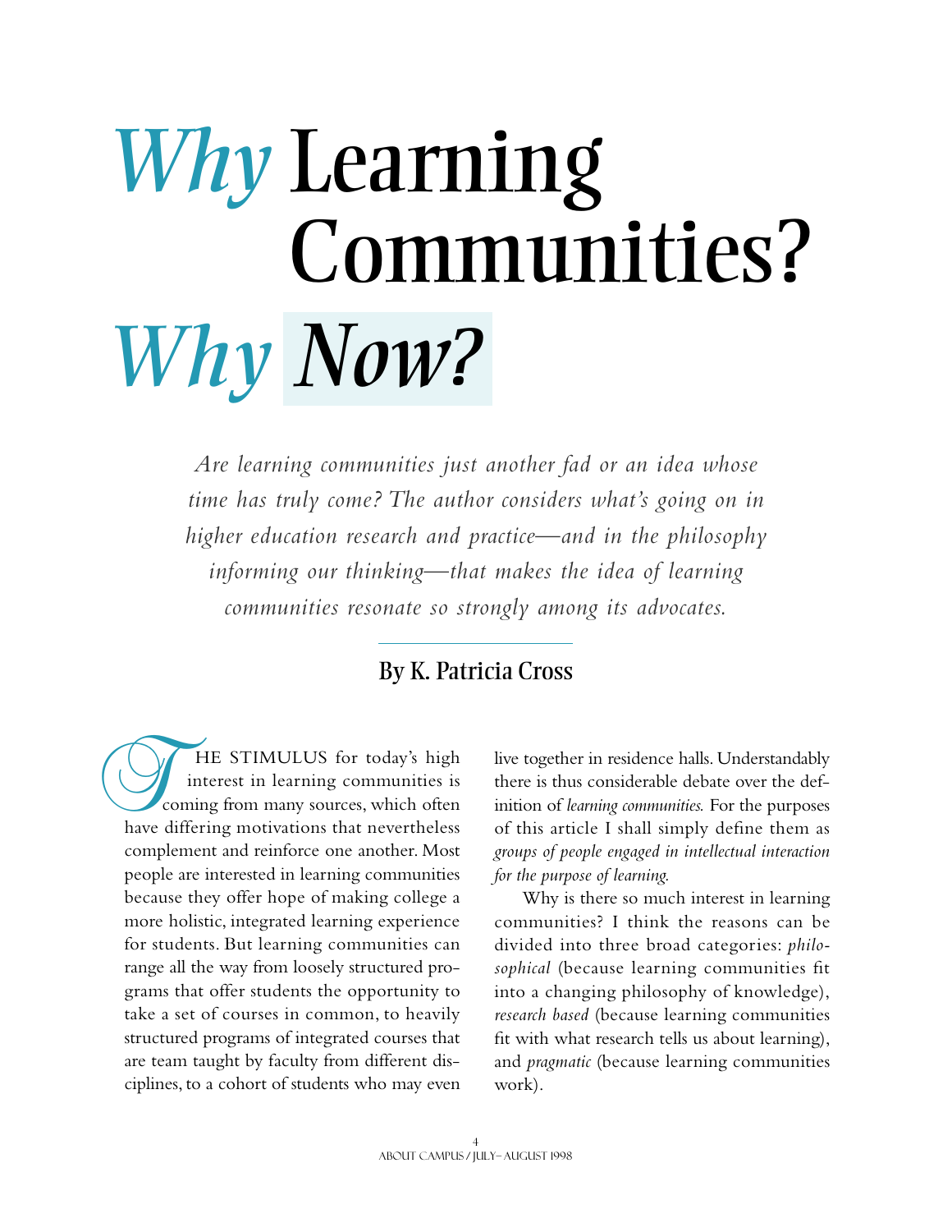# *Why* Learning Communities? *Why Now?*

*Are learning communities just another fad or an idea whose time has truly come? The author considers what's going on in higher education research and practice—and in the philosophy informing our thinking—that makes the idea of learning communities resonate so strongly among its advocates.*

**By K. Patricia Cross**

THE STIMULUS for today's high interest in learning communities is coming from many sources, which often have differing motivations that nevertheless complement and reinforce one another. Most people are interested in learning communities because they offer hope of making college a more holistic, integrated learning experience for students. But learning communities can range all the way from loosely structured programs that offer students the opportunity to take a set of courses in common, to heavily structured programs of integrated courses that are team taught by faculty from different disciplines, to a cohort of students who may even live together in residence halls. Understandably there is thus considerable debate over the definition of *learning communities.* For the purposes of this article I shall simply define them as *groups of people engaged in intellectual interaction for the purpose of learning.*

Why is there so much interest in learning communities? I think the reasons can be divided into three broad categories: *philosophical* (because learning communities fit into a changing philosophy of knowledge), *research based* (because learning communities fit with what research tells us about learning), and *pragmatic* (because learning communities work).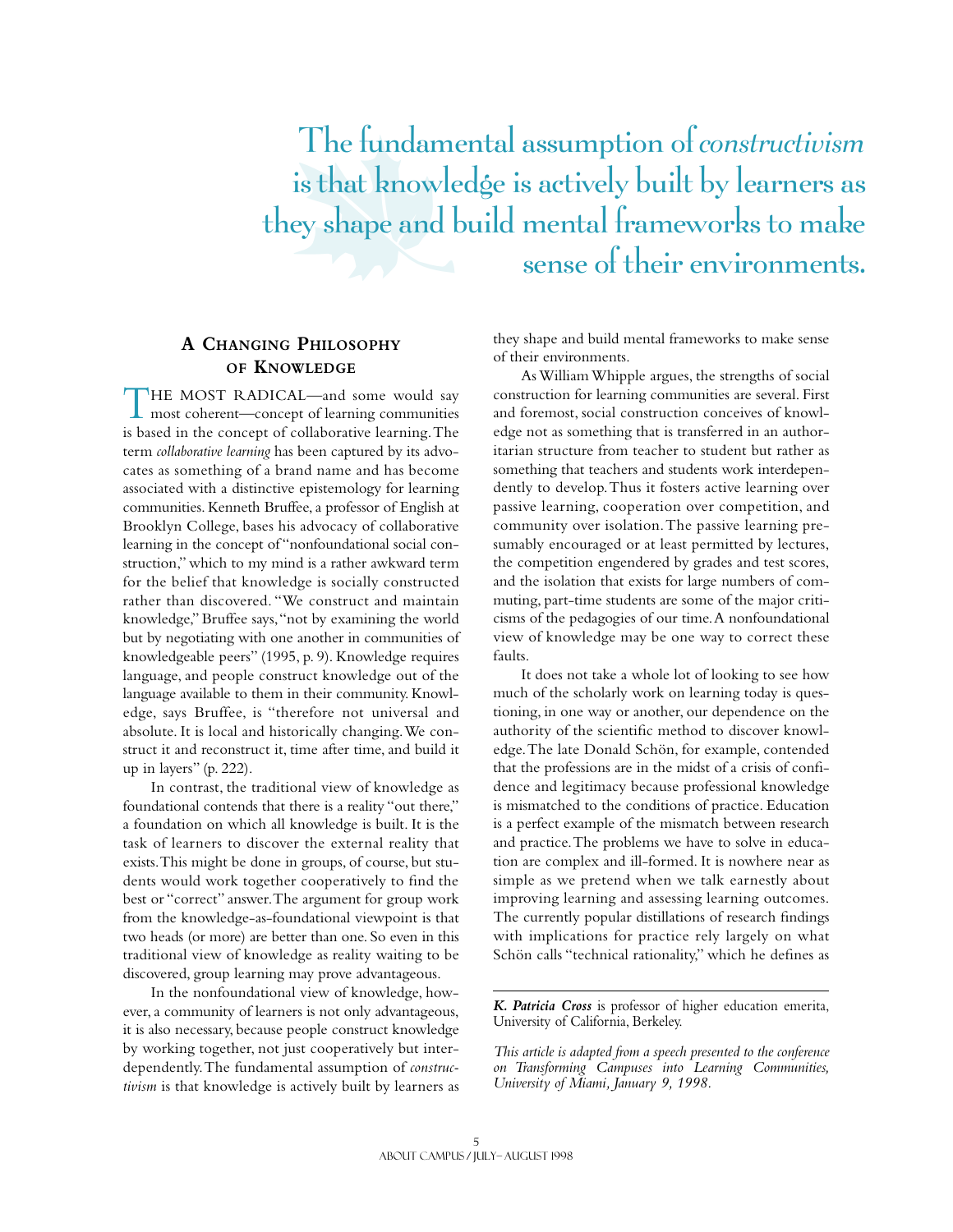> The fundamental assumption of *constructivism* is that knowledge is actively built by learners as they shape and build mental frameworks to make sense of their environments.

## A Changing Philosophy of Knowledge

THE MOST RADICAL—and some would say most coherent—concept of learning communities is based in the concept of collaborative learning. The term *collaborative learning* has been captured by its advocates as something of a brand name and has become associated with a distinctive epistemology for learning communities. Kenneth Bruffee, a professor of English at Brooklyn College, bases his advocacy of collaborative learning in the concept of "nonfoundational social construction," which to my mind is a rather awkward term for the belief that knowledge is socially constructed rather than discovered. "We construct and maintain knowledge," Bruffee says, "not by examining the world but by negotiating with one another in communities of knowledgeable peers" (1995, p. 9). Knowledge requires language, and people construct knowledge out of the language available to them in their community. Knowledge, says Bruffee, is "therefore not universal and absolute. It is local and historically changing. We construct it and reconstruct it, time after time, and build it up in layers" (p. 222).

In contrast, the traditional view of knowledge as foundational contends that there is a reality "out there," a foundation on which all knowledge is built. It is the task of learners to discover the external reality that exists. This might be done in groups, of course, but students would work together cooperatively to find the best or "correct" answer. The argument for group work from the knowledge-as-foundational viewpoint is that two heads (or more) are better than one. So even in this traditional view of knowledge as reality waiting to be discovered, group learning may prove advantageous.

In the nonfoundational view of knowledge, however, a community of learners is not only advantageous, it is also necessary, because people construct knowledge by working together, not just cooperatively but interdependently. The fundamental assumption of *constructivism* is that knowledge is actively built by learners as they shape and build mental frameworks to make sense of their environments.

As William Whipple argues, the strengths of social construction for learning communities are several. First and foremost, social construction conceives of knowledge not as something that is transferred in an authoritarian structure from teacher to student but rather as something that teachers and students work interdependently to develop. Thus it fosters active learning over passive learning, cooperation over competition, and community over isolation. The passive learning presumably encouraged or at least permitted by lectures, the competition engendered by grades and test scores, and the isolation that exists for large numbers of commuting, part-time students are some of the major criticisms of the pedagogies of our time. A nonfoundational view of knowledge may be one way to correct these faults.

It does not take a whole lot of looking to see how much of the scholarly work on learning today is questioning, in one way or another, our dependence on the authority of the scientific method to discover knowledge. The late Donald Schön, for example, contended that the professions are in the midst of a crisis of confidence and legitimacy because professional knowledge is mismatched to the conditions of practice. Education is a perfect example of the mismatch between research and practice. The problems we have to solve in education are complex and ill-formed. It is nowhere near as simple as we pretend when we talk earnestly about improving learning and assessing learning outcomes. The currently popular distillations of research findings with implications for practice rely largely on what Schön calls "technical rationality," which he defines as

---

***K. Patricia Cross*** is professor of higher education emerita, University of California, Berkeley.

*This article is adapted from a speech presented to the conference on Transforming Campuses into Learning Communities, University of Miami, January 9, 1998.*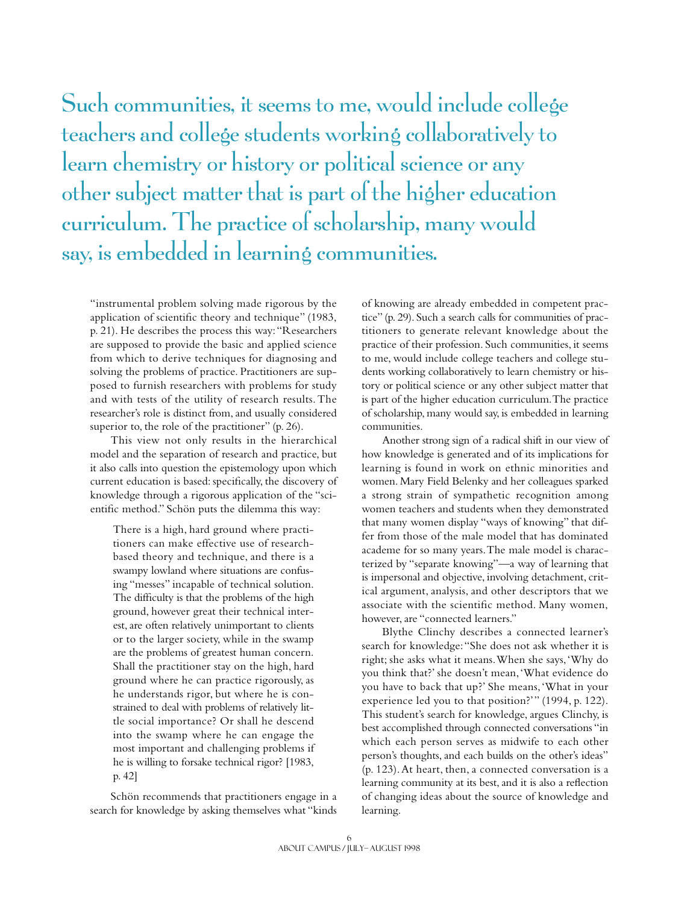**Such communities, it seems to me, would include college teachers and college students working collaboratively to learn chemistry or history or political science or any other subject matter that is part of the higher education curriculum. The practice of scholarship, many would say, is embedded in learning communities.**

"instrumental problem solving made rigorous by the application of scientific theory and technique" (1983, p. 21). He describes the process this way: "Researchers are supposed to provide the basic and applied science from which to derive techniques for diagnosing and solving the problems of practice. Practitioners are supposed to furnish researchers with problems for study and with tests of the utility of research results. The researcher's role is distinct from, and usually considered superior to, the role of the practitioner" (p. 26).

This view not only results in the hierarchical model and the separation of research and practice, but it also calls into question the epistemology upon which current education is based: specifically, the discovery of knowledge through a rigorous application of the "scientific method." Schön puts the dilemma this way:

> There is a high, hard ground where practitioners can make effective use of research-based theory and technique, and there is a swampy lowland where situations are confusing "messes" incapable of technical solution. The difficulty is that the problems of the high ground, however great their technical interest, are often relatively unimportant to clients or to the larger society, while in the swamp are the problems of greatest human concern. Shall the practitioner stay on the high, hard ground where he can practice rigorously, as he understands rigor, but where he is constrained to deal with problems of relatively little social importance? Or shall he descend into the swamp where he can engage the most important and challenging problems if he is willing to forsake technical rigor? [1983, p. 42]

Schön recommends that practitioners engage in a search for knowledge by asking themselves what "kinds of knowing are already embedded in competent practice" (p. 29). Such a search calls for communities of practitioners to generate relevant knowledge about the practice of their profession. Such communities, it seems to me, would include college teachers and college students working collaboratively to learn chemistry or history or political science or any other subject matter that is part of the higher education curriculum. The practice of scholarship, many would say, is embedded in learning communities.

Another strong sign of a radical shift in our view of how knowledge is generated and of its implications for learning is found in work on ethnic minorities and women. Mary Field Belenky and her colleagues sparked a strong strain of sympathetic recognition among women teachers and students when they demonstrated that many women display "ways of knowing" that differ from those of the male model that has dominated academe for so many years. The male model is characterized by "separate knowing"—a way of learning that is impersonal and objective, involving detachment, critical argument, analysis, and other descriptors that we associate with the scientific method. Many women, however, are "connected learners."

Blythe Clinchy describes a connected learner's search for knowledge: "She does not ask whether it is right; she asks what it means. When she says, 'Why do you think that?' she doesn't mean, 'What evidence do you have to back that up?' She means, 'What in your experience led you to that position?'" (1994, p. 122). This student's search for knowledge, argues Clinchy, is best accomplished through connected conversations "in which each person serves as midwife to each other person's thoughts, and each builds on the other's ideas" (p. 123). At heart, then, a connected conversation is a learning community at its best, and it is also a reflection of changing ideas about the source of knowledge and learning.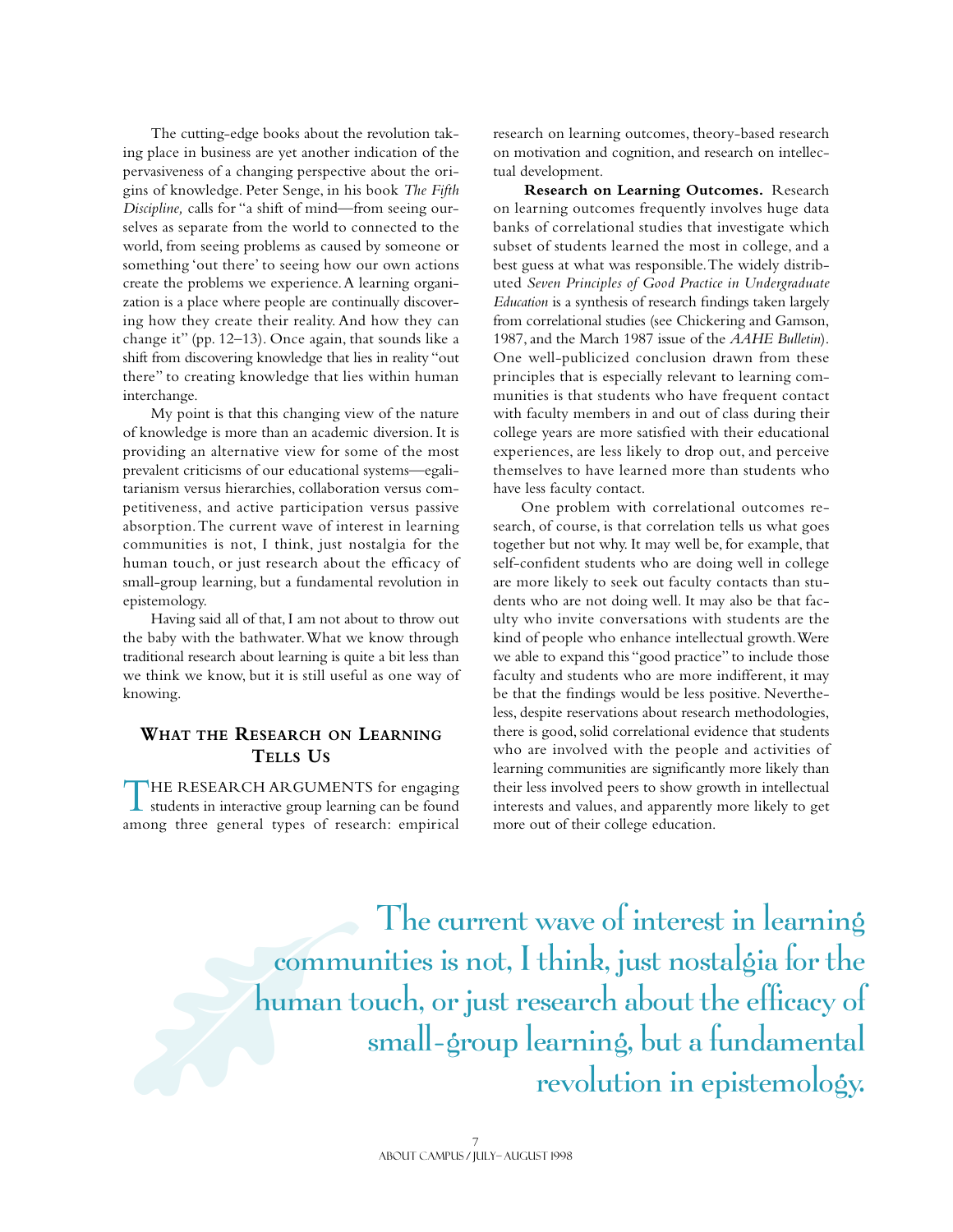The cutting-edge books about the revolution taking place in business are yet another indication of the pervasiveness of a changing perspective about the origins of knowledge. Peter Senge, in his book *The Fifth Discipline,* calls for "a shift of mind—from seeing ourselves as separate from the world to connected to the world, from seeing problems as caused by someone or something 'out there' to seeing how our own actions create the problems we experience. A learning organization is a place where people are continually discovering how they create their reality. And how they can change it" (pp. 12–13). Once again, that sounds like a shift from discovering knowledge that lies in reality "out there" to creating knowledge that lies within human interchange.

My point is that this changing view of the nature of knowledge is more than an academic diversion. It is providing an alternative view for some of the most prevalent criticisms of our educational systems—egalitarianism versus hierarchies, collaboration versus competitiveness, and active participation versus passive absorption. The current wave of interest in learning communities is not, I think, just nostalgia for the human touch, or just research about the efficacy of small-group learning, but a fundamental revolution in epistemology.

Having said all of that, I am not about to throw out the baby with the bathwater. What we know through traditional research about learning is quite a bit less than we think we know, but it is still useful as one way of knowing.

## What the Research on Learning Tells Us

The research arguments for engaging students in interactive group learning can be found among three general types of research: empirical research on learning outcomes, theory-based research on motivation and cognition, and research on intellectual development.

**Research on Learning Outcomes.** Research on learning outcomes frequently involves huge data banks of correlational studies that investigate which subset of students learned the most in college, and a best guess at what was responsible. The widely distributed *Seven Principles of Good Practice in Undergraduate Education* is a synthesis of research findings taken largely from correlational studies (see Chickering and Gamson, 1987, and the March 1987 issue of the *AAHE Bulletin*). One well-publicized conclusion drawn from these principles that is especially relevant to learning communities is that students who have frequent contact with faculty members in and out of class during their college years are more satisfied with their educational experiences, are less likely to drop out, and perceive themselves to have learned more than students who have less faculty contact.

One problem with correlational outcomes research, of course, is that correlation tells us what goes together but not why. It may well be, for example, that self-confident students who are doing well in college are more likely to seek out faculty contacts than students who are not doing well. It may also be that faculty who invite conversations with students are the kind of people who enhance intellectual growth. Were we able to expand this "good practice" to include those faculty and students who are more indifferent, it may be that the findings would be less positive. Nevertheless, despite reservations about research methodologies, there is good, solid correlational evidence that students who are involved with the people and activities of learning communities are significantly more likely than their less involved peers to show growth in intellectual interests and values, and apparently more likely to get more out of their college education.

> The current wave of interest in learning communities is not, I think, just nostalgia for the human touch, or just research about the efficacy of small-group learning, but a fundamental revolution in epistemology.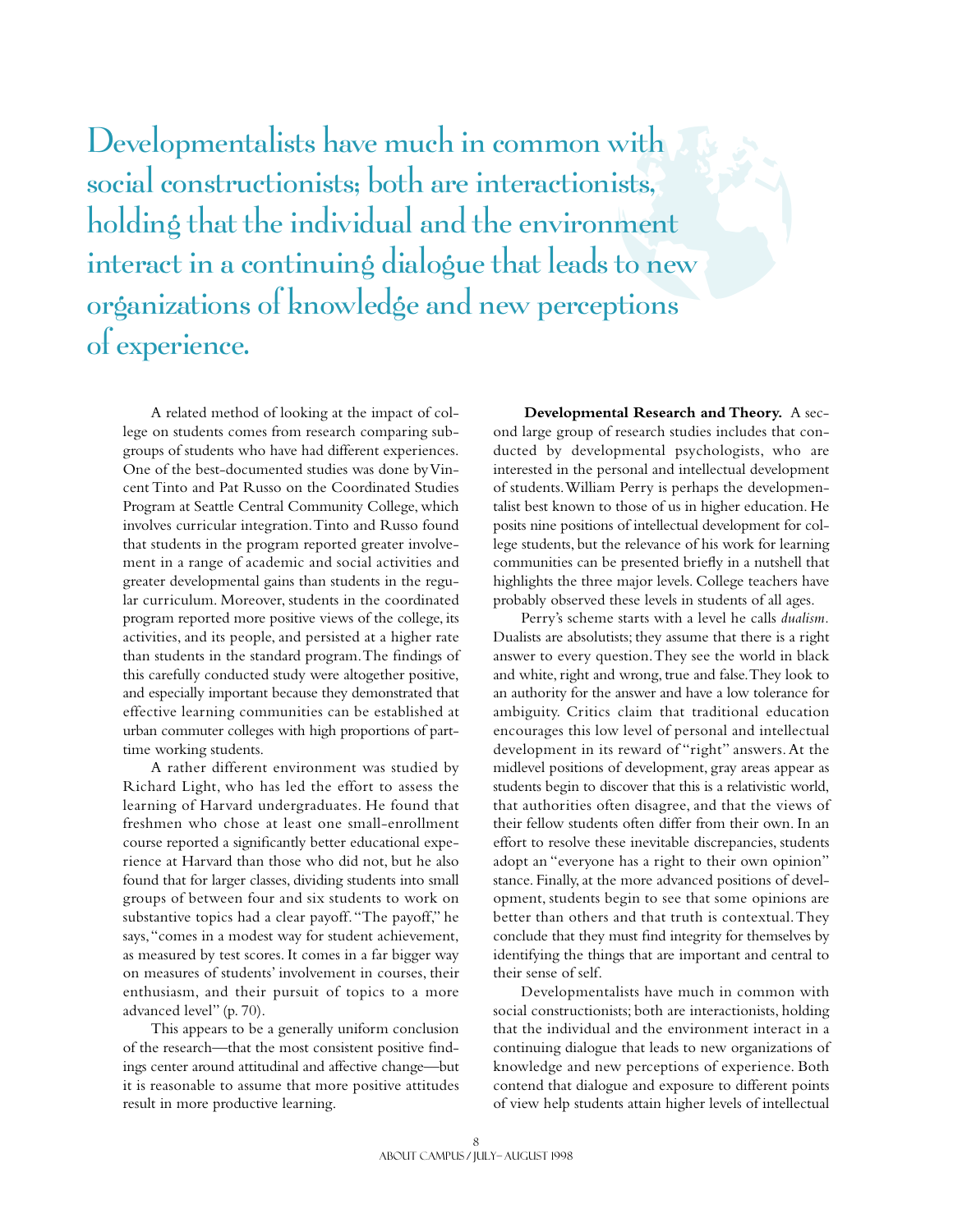Developmentalists have much in common with social constructionists; both are interactionists, holding that the individual and the environment interact in a continuing dialogue that leads to new organizations of knowledge and new perceptions of experience.

A related method of looking at the impact of college on students comes from research comparing subgroups of students who have had different experiences. One of the best-documented studies was done by Vincent Tinto and Pat Russo on the Coordinated Studies Program at Seattle Central Community College, which involves curricular integration. Tinto and Russo found that students in the program reported greater involvement in a range of academic and social activities and greater developmental gains than students in the regular curriculum. Moreover, students in the coordinated program reported more positive views of the college, its activities, and its people, and persisted at a higher rate than students in the standard program. The findings of this carefully conducted study were altogether positive, and especially important because they demonstrated that effective learning communities can be established at urban commuter colleges with high proportions of part-time working students.

A rather different environment was studied by Richard Light, who has led the effort to assess the learning of Harvard undergraduates. He found that freshmen who chose at least one small-enrollment course reported a significantly better educational experience at Harvard than those who did not, but he also found that for larger classes, dividing students into small groups of between four and six students to work on substantive topics had a clear payoff. "The payoff," he says, "comes in a modest way for student achievement, as measured by test scores. It comes in a far bigger way on measures of students' involvement in courses, their enthusiasm, and their pursuit of topics to a more advanced level" (p. 70).

This appears to be a generally uniform conclusion of the research—that the most consistent positive findings center around attitudinal and affective change—but it is reasonable to assume that more positive attitudes result in more productive learning.

**Developmental Research and Theory.** A second large group of research studies includes that conducted by developmental psychologists, who are interested in the personal and intellectual development of students. William Perry is perhaps the developmentalist best known to those of us in higher education. He posits nine positions of intellectual development for college students, but the relevance of his work for learning communities can be presented briefly in a nutshell that highlights the three major levels. College teachers have probably observed these levels in students of all ages.

Perry's scheme starts with a level he calls *dualism*. Dualists are absolutists; they assume that there is a right answer to every question. They see the world in black and white, right and wrong, true and false. They look to an authority for the answer and have a low tolerance for ambiguity. Critics claim that traditional education encourages this low level of personal and intellectual development in its reward of "right" answers. At the midlevel positions of development, gray areas appear as students begin to discover that this is a relativistic world, that authorities often disagree, and that the views of their fellow students often differ from their own. In an effort to resolve these inevitable discrepancies, students adopt an "everyone has a right to their own opinion" stance. Finally, at the more advanced positions of development, students begin to see that some opinions are better than others and that truth is contextual. They conclude that they must find integrity for themselves by identifying the things that are important and central to their sense of self.

Developmentalists have much in common with social constructionists; both are interactionists, holding that the individual and the environment interact in a continuing dialogue that leads to new organizations of knowledge and new perceptions of experience. Both contend that dialogue and exposure to different points of view help students attain higher levels of intellectual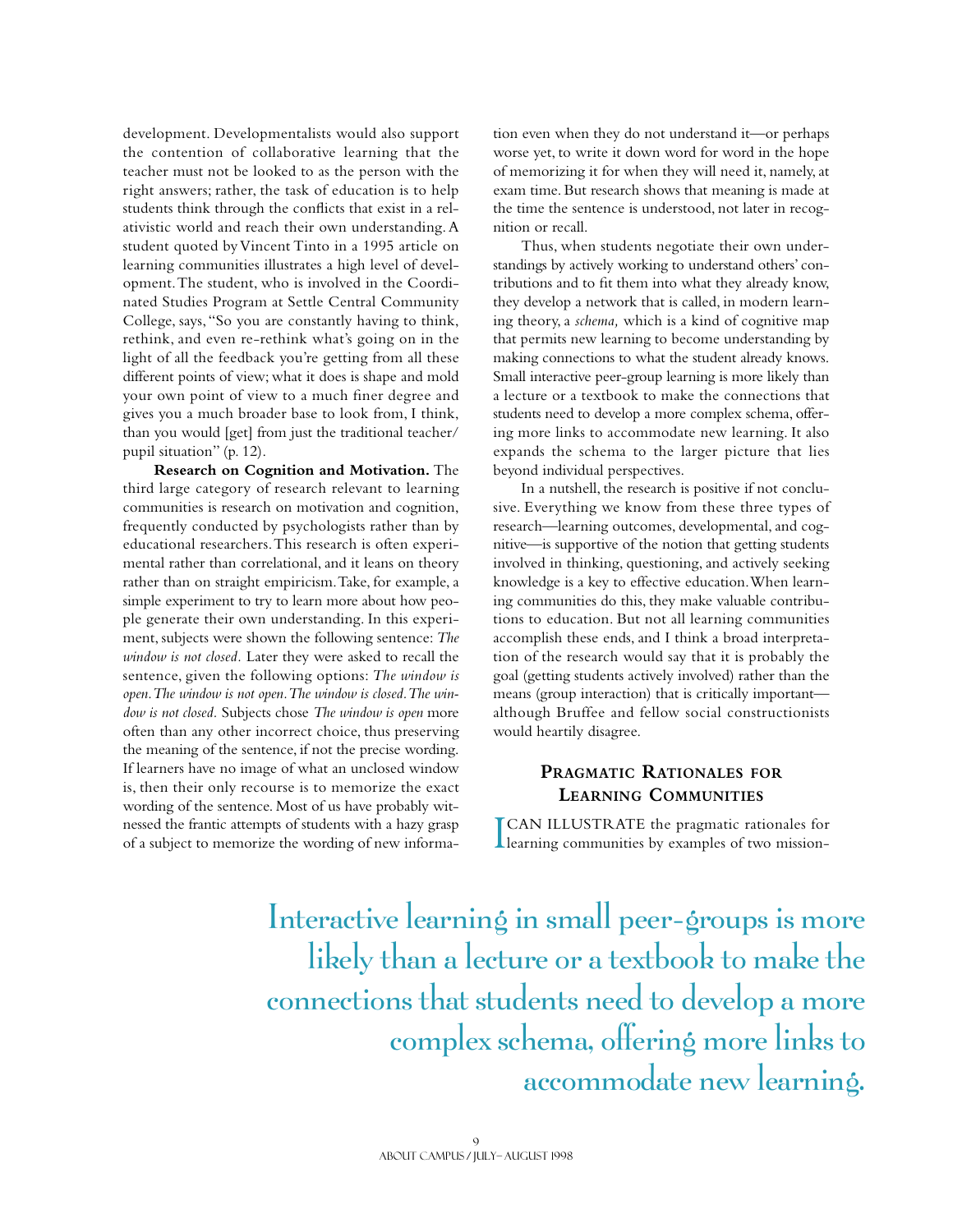development. Developmentalists would also support the contention of collaborative learning that the teacher must not be looked to as the person with the right answers; rather, the task of education is to help students think through the conflicts that exist in a relativistic world and reach their own understanding. A student quoted by Vincent Tinto in a 1995 article on learning communities illustrates a high level of development. The student, who is involved in the Coordinated Studies Program at Settle Central Community College, says, "So you are constantly having to think, rethink, and even re-rethink what's going on in the light of all the feedback you're getting from all these different points of view; what it does is shape and mold your own point of view to a much finer degree and gives you a much broader base to look from, I think, than you would [get] from just the traditional teacher/pupil situation" (p. 12).

**Research on Cognition and Motivation.** The third large category of research relevant to learning communities is research on motivation and cognition, frequently conducted by psychologists rather than by educational researchers. This research is often experimental rather than correlational, and it leans on theory rather than on straight empiricism. Take, for example, a simple experiment to try to learn more about how people generate their own understanding. In this experiment, subjects were shown the following sentence: *The window is not closed.* Later they were asked to recall the sentence, given the following options: *The window is open. The window is not open. The window is closed. The window is not closed.* Subjects chose *The window is open* more often than any other incorrect choice, thus preserving the meaning of the sentence, if not the precise wording. If learners have no image of what an unclosed window is, then their only recourse is to memorize the exact wording of the sentence. Most of us have probably witnessed the frantic attempts of students with a hazy grasp of a subject to memorize the wording of new information even when they do not understand it—or perhaps worse yet, to write it down word for word in the hope of memorizing it for when they will need it, namely, at exam time. But research shows that meaning is made at the time the sentence is understood, not later in recognition or recall.

Thus, when students negotiate their own understandings by actively working to understand others' contributions and to fit them into what they already know, they develop a network that is called, in modern learning theory, a *schema,* which is a kind of cognitive map that permits new learning to become understanding by making connections to what the student already knows. Small interactive peer-group learning is more likely than a lecture or a textbook to make the connections that students need to develop a more complex schema, offering more links to accommodate new learning. It also expands the schema to the larger picture that lies beyond individual perspectives.

In a nutshell, the research is positive if not conclusive. Everything we know from these three types of research—learning outcomes, developmental, and cognitive—is supportive of the notion that getting students involved in thinking, questioning, and actively seeking knowledge is a key to effective education. When learning communities do this, they make valuable contributions to education. But not all learning communities accomplish these ends, and I think a broad interpretation of the research would say that it is probably the goal (getting students actively involved) rather than the means (group interaction) that is critically important—although Bruffee and fellow social constructionists would heartily disagree.

## Pragmatic Rationales for Learning Communities

I CAN ILLUSTRATE the pragmatic rationales for learning communities by examples of two mission-

> Interactive learning in small peer-groups is more likely than a lecture or a textbook to make the connections that students need to develop a more complex schema, offering more links to accommodate new learning.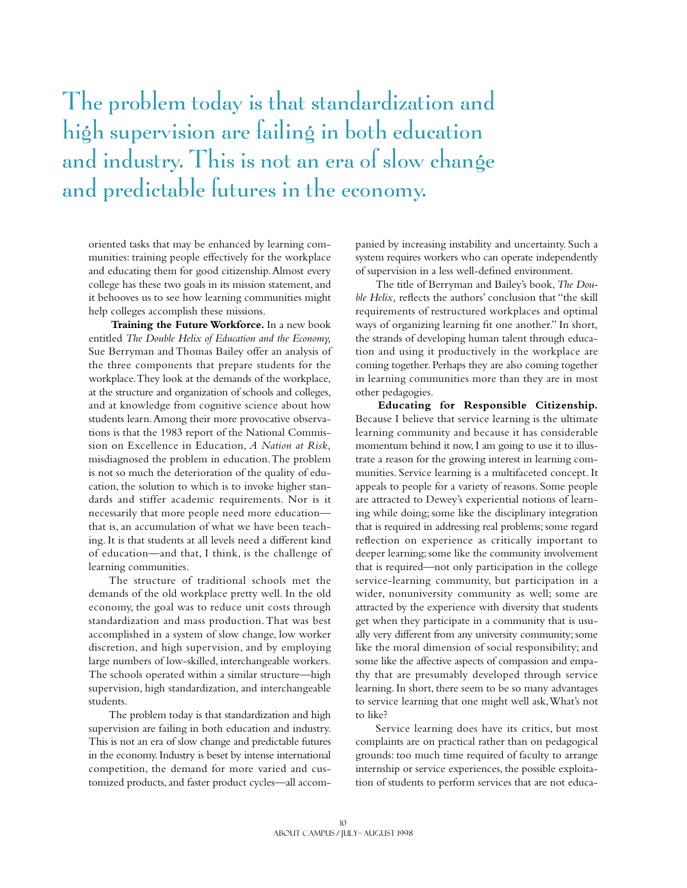The problem today is that standardization and high supervision are failing in both education and industry. This is not an era of slow change and predictable futures in the economy.

oriented tasks that may be enhanced by learning communities: training people effectively for the workplace and educating them for good citizenship. Almost every college has these two goals in its mission statement, and it behooves us to see how learning communities might help colleges accomplish these missions.

**Training the Future Workforce.** In a new book entitled *The Double Helix of Education and the Economy,* Sue Berryman and Thomas Bailey offer an analysis of the three components that prepare students for the workplace. They look at the demands of the workplace, at the structure and organization of schools and colleges, and at knowledge from cognitive science about how students learn. Among their more provocative observations is that the 1983 report of the National Commission on Excellence in Education, *A Nation at Risk,* misdiagnosed the problem in education. The problem is not so much the deterioration of the quality of education, the solution to which is to invoke higher standards and stiffer academic requirements. Nor is it necessarily that more people need more education—that is, an accumulation of what we have been teaching. It is that students at all levels need a different kind of education—and that, I think, is the challenge of learning communities.

The structure of traditional schools met the demands of the old workplace pretty well. In the old economy, the goal was to reduce unit costs through standardization and mass production. That was best accomplished in a system of slow change, low worker discretion, and high supervision, and by employing large numbers of low-skilled, interchangeable workers. The schools operated within a similar structure—high supervision, high standardization, and interchangeable students.

The problem today is that standardization and high supervision are failing in both education and industry. This is not an era of slow change and predictable futures in the economy. Industry is beset by intense international competition, the demand for more varied and customized products, and faster product cycles—all accompanied by increasing instability and uncertainty. Such a system requires workers who can operate independently of supervision in a less well-defined environment.

The title of Berryman and Bailey's book, *The Double Helix,* reflects the authors' conclusion that "the skill requirements of restructured workplaces and optimal ways of organizing learning fit one another." In short, the strands of developing human talent through education and using it productively in the workplace are coming together. Perhaps they are also coming together in learning communities more than they are in most other pedagogies.

**Educating for Responsible Citizenship.** Because I believe that service learning is the ultimate learning community and because it has considerable momentum behind it now, I am going to use it to illustrate a reason for the growing interest in learning communities. Service learning is a multifaceted concept. It appeals to people for a variety of reasons. Some people are attracted to Dewey's experiential notions of learning while doing; some like the disciplinary integration that is required in addressing real problems; some regard reflection on experience as critically important to deeper learning; some like the community involvement that is required—not only participation in the college service-learning community, but participation in a wider, nonuniversity community as well; some are attracted by the experience with diversity that students get when they participate in a community that is usually very different from any university community; some like the moral dimension of social responsibility; and some like the affective aspects of compassion and empathy that are presumably developed through service learning. In short, there seem to be so many advantages to service learning that one might well ask, What's not to like?

Service learning does have its critics, but most complaints are on practical rather than on pedagogical grounds: too much time required of faculty to arrange internship or service experiences, the possible exploitation of students to perform services that are not educa-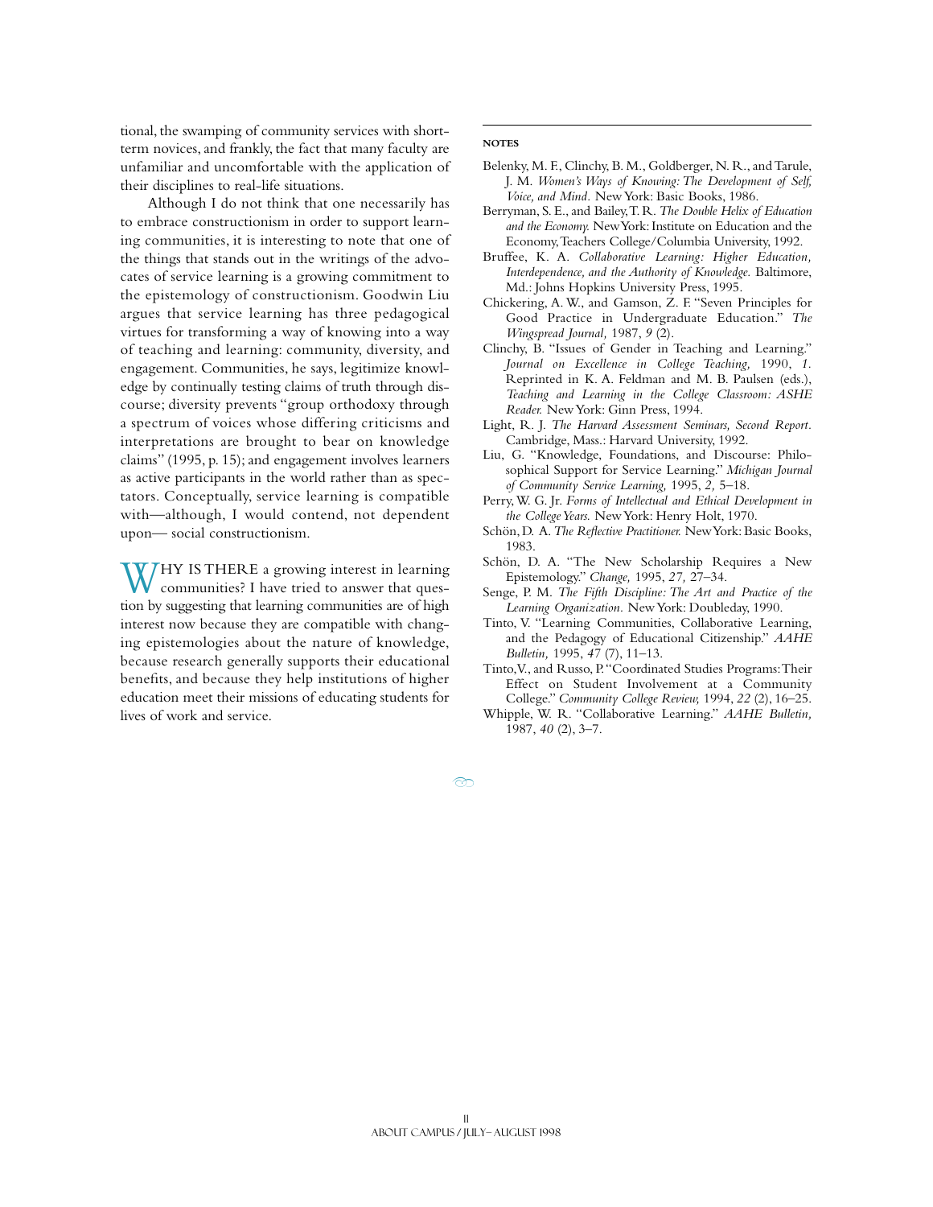tional, the swamping of community services with short-term novices, and frankly, the fact that many faculty are unfamiliar and uncomfortable with the application of their disciplines to real-life situations.

Although I do not think that one necessarily has to embrace constructionism in order to support learning communities, it is interesting to note that one of the things that stands out in the writings of the advocates of service learning is a growing commitment to the epistemology of constructionism. Goodwin Liu argues that service learning has three pedagogical virtues for transforming a way of knowing into a way of teaching and learning: community, diversity, and engagement. Communities, he says, legitimize knowledge by continually testing claims of truth through discourse; diversity prevents "group orthodoxy through a spectrum of voices whose differing criticisms and interpretations are brought to bear on knowledge claims" (1995, p. 15); and engagement involves learners as active participants in the world rather than as spectators. Conceptually, service learning is compatible with—although, I would contend, not dependent upon— social constructionism.

WHY IS THERE a growing interest in learning communities? I have tried to answer that question by suggesting that learning communities are of high interest now because they are compatible with changing epistemologies about the nature of knowledge, because research generally supports their educational benefits, and because they help institutions of higher education meet their missions of educating students for lives of work and service.

**NOTES**

Belenky, M. F., Clinchy, B. M., Goldberger, N. R., and Tarule, J. M. *Women's Ways of Knowing: The Development of Self, Voice, and Mind.* New York: Basic Books, 1986.

Berryman, S. E., and Bailey, T. R. *The Double Helix of Education and the Economy.* New York: Institute on Education and the Economy, Teachers College/Columbia University, 1992.

Bruffee, K. A. *Collaborative Learning: Higher Education, Interdependence, and the Authority of Knowledge.* Baltimore, Md.: Johns Hopkins University Press, 1995.

Chickering, A. W., and Gamson, Z. F. "Seven Principles for Good Practice in Undergraduate Education." *The Wingspread Journal,* 1987, *9* (2).

Clinchy, B. "Issues of Gender in Teaching and Learning." *Journal on Excellence in College Teaching,* 1990, *1.* Reprinted in K. A. Feldman and M. B. Paulsen (eds.), *Teaching and Learning in the College Classroom: ASHE Reader.* New York: Ginn Press, 1994.

Light, R. J. *The Harvard Assessment Seminars, Second Report.* Cambridge, Mass.: Harvard University, 1992.

Liu, G. "Knowledge, Foundations, and Discourse: Philosophical Support for Service Learning." *Michigan Journal of Community Service Learning,* 1995, *2,* 5–18.

Perry, W. G. Jr. *Forms of Intellectual and Ethical Development in the College Years.* New York: Henry Holt, 1970.

Schön, D. A. *The Reflective Practitioner.* New York: Basic Books, 1983.

Schön, D. A. "The New Scholarship Requires a New Epistemology." *Change,* 1995, *27,* 27–34.

Senge, P. M. *The Fifth Discipline: The Art and Practice of the Learning Organization.* New York: Doubleday, 1990.

Tinto, V. "Learning Communities, Collaborative Learning, and the Pedagogy of Educational Citizenship." *AAHE Bulletin,* 1995, *47* (7), 11–13.

Tinto, V., and Russo, P. "Coordinated Studies Programs: Their Effect on Student Involvement at a Community College." *Community College Review,* 1994, *22* (2), 16–25.

Whipple, W. R. "Collaborative Learning." *AAHE Bulletin,* 1987, *40* (2), 3–7.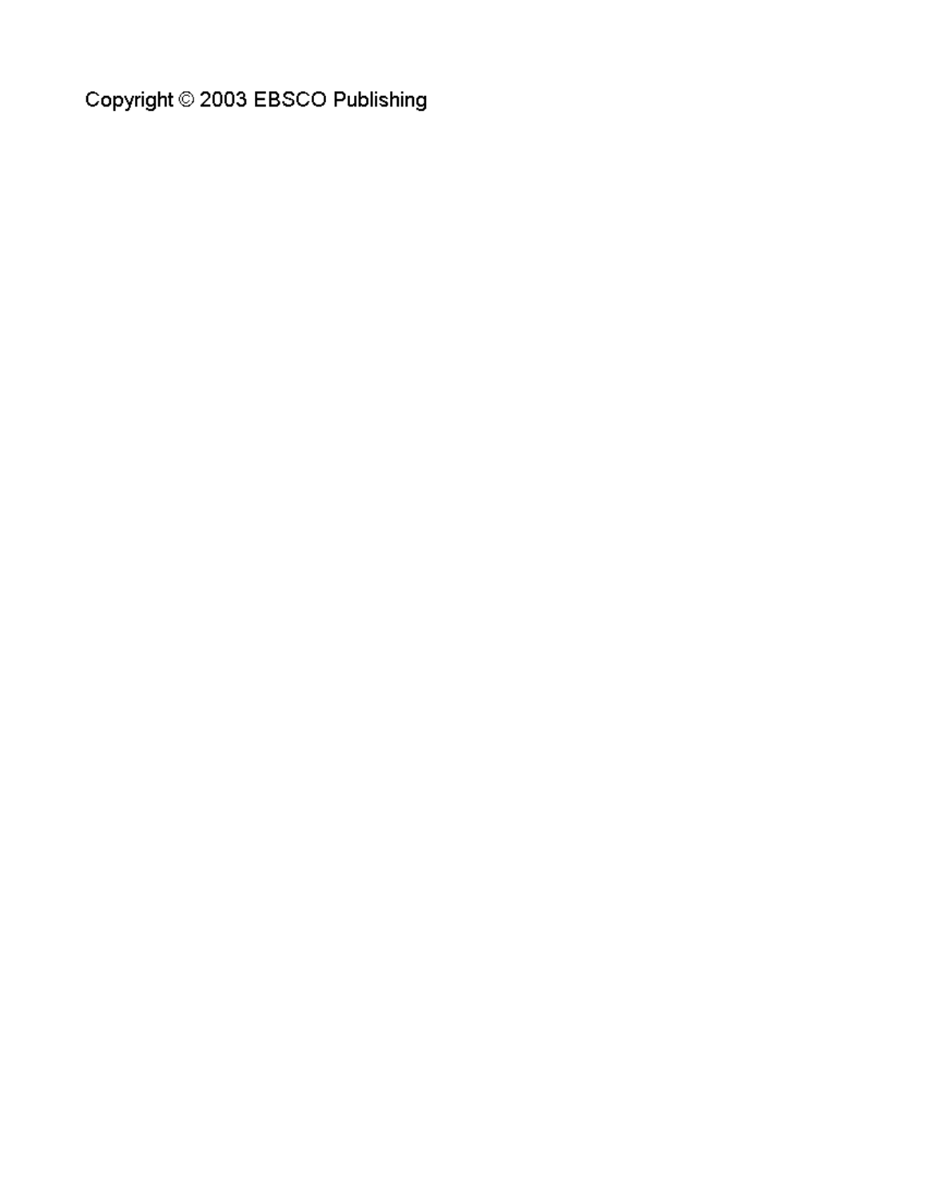Copyright © 2003 EBSCO Publishing